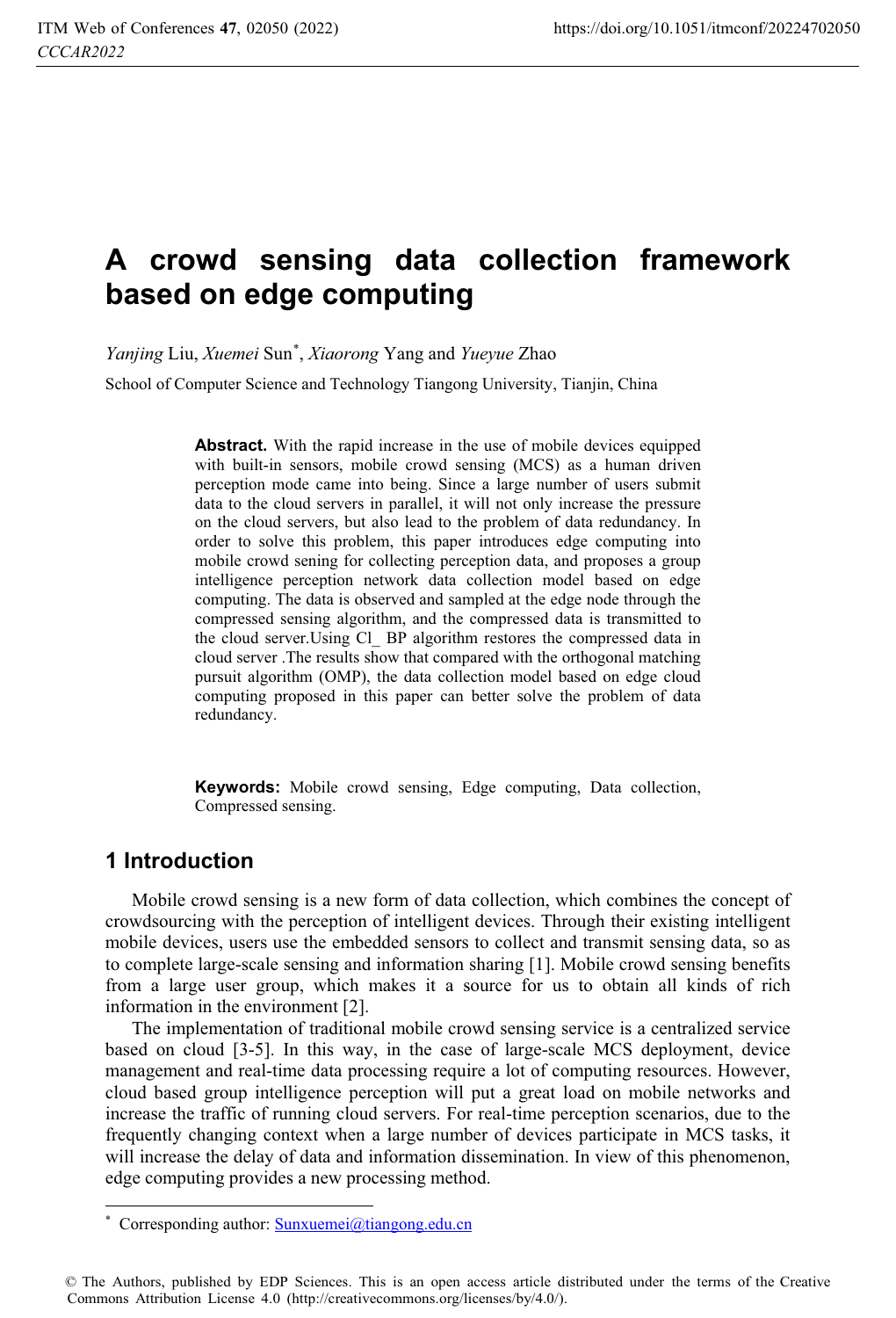# A crowd sensing data collection framework based on edge computing

*Yanjing* Liu, *Xuemei* Sun*, *Xiaorong* Yang and *Yueyue* Zhao

School of Computer Science and Technology Tiangong University, Tianjin, China

**Abstract.** With the rapid increase in the use of mobile devices equipped with built-in sensors, mobile crowd sensing (MCS) as a human driven perception mode came into being. Since a large number of users submit data to the cloud servers in parallel, it will not only increase the pressure on the cloud servers, but also lead to the problem of data redundancy. In order to solve this problem, this paper introduces edge computing into mobile crowd sening for collecting perception data, and proposes a group intelligence perception network data collection model based on edge computing. The data is observed and sampled at the edge node through the compressed sensing algorithm, and the compressed data is transmitted to the cloud server.Using Cl_ BP algorithm restores the compressed data in cloud server .The results show that compared with the orthogonal matching pursuit algorithm (OMP), the data collection model based on edge cloud computing proposed in this paper can better solve the problem of data redundancy.

**Keywords:** Mobile crowd sensing, Edge computing, Data collection, Compressed sensing.

## 1 Introduction

Mobile crowd sensing is a new form of data collection, which combines the concept of crowdsourcing with the perception of intelligent devices. Through their existing intelligent mobile devices, users use the embedded sensors to collect and transmit sensing data, so as to complete large-scale sensing and information sharing [1]. Mobile crowd sensing benefits from a large user group, which makes it a source for us to obtain all kinds of rich information in the environment [2].

The implementation of traditional mobile crowd sensing service is a centralized service based on cloud [3-5]. In this way, in the case of large-scale MCS deployment, device management and real-time data processing require a lot of computing resources. However, cloud based group intelligence perception will put a great load on mobile networks and increase the traffic of running cloud servers. For real-time perception scenarios, due to the frequently changing context when a large number of devices participate in MCS tasks, it will increase the delay of data and information dissemination. In view of this phenomenon, edge computing provides a new processing method.

* Corresponding author: Sunxuemei@tiangong.edu.cn

© The Authors, published by EDP Sciences. This is an open access article distributed under the terms of the Creative Commons Attribution License 4.0 (http://creativecommons.org/licenses/by/4.0/).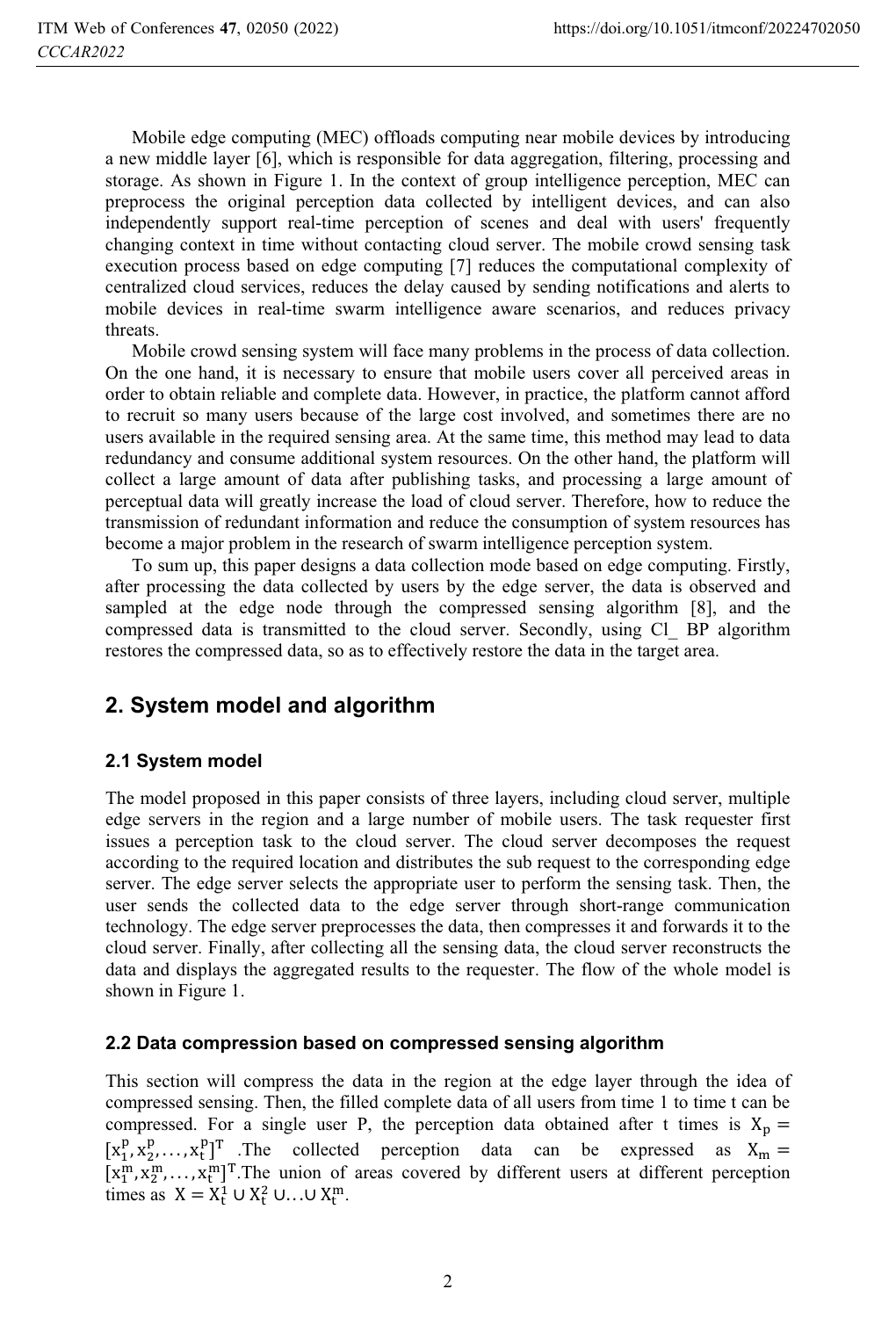Mobile edge computing (MEC) offloads computing near mobile devices by introducing a new middle layer [6], which is responsible for data aggregation, filtering, processing and storage. As shown in Figure 1. In the context of group intelligence perception, MEC can preprocess the original perception data collected by intelligent devices, and can also independently support real-time perception of scenes and deal with users' frequently changing context in time without contacting cloud server. The mobile crowd sensing task execution process based on edge computing [7] reduces the computational complexity of centralized cloud services, reduces the delay caused by sending notifications and alerts to mobile devices in real-time swarm intelligence aware scenarios, and reduces privacy threats.

Mobile crowd sensing system will face many problems in the process of data collection. On the one hand, it is necessary to ensure that mobile users cover all perceived areas in order to obtain reliable and complete data. However, in practice, the platform cannot afford to recruit so many users because of the large cost involved, and sometimes there are no users available in the required sensing area. At the same time, this method may lead to data redundancy and consume additional system resources. On the other hand, the platform will collect a large amount of data after publishing tasks, and processing a large amount of perceptual data will greatly increase the load of cloud server. Therefore, how to reduce the transmission of redundant information and reduce the consumption of system resources has become a major problem in the research of swarm intelligence perception system.

To sum up, this paper designs a data collection mode based on edge computing. Firstly, after processing the data collected by users by the edge server, the data is observed and sampled at the edge node through the compressed sensing algorithm [8], and the compressed data is transmitted to the cloud server. Secondly, using Cl_ BP algorithm restores the compressed data, so as to effectively restore the data in the target area.

## 2. System model and algorithm

### 2.1 System model

The model proposed in this paper consists of three layers, including cloud server, multiple edge servers in the region and a large number of mobile users. The task requester first issues a perception task to the cloud server. The cloud server decomposes the request according to the required location and distributes the sub request to the corresponding edge server. The edge server selects the appropriate user to perform the sensing task. Then, the user sends the collected data to the edge server through short-range communication technology. The edge server preprocesses the data, then compresses it and forwards it to the cloud server. Finally, after collecting all the sensing data, the cloud server reconstructs the data and displays the aggregated results to the requester. The flow of the whole model is shown in Figure 1.

### 2.2 Data compression based on compressed sensing algorithm

This section will compress the data in the region at the edge layer through the idea of compressed sensing. Then, the filled complete data of all users from time 1 to time t can be compressed. For a single user P, the perception data obtained after t times is $X_p = [x_1^p, x_2^p, \ldots, x_t^p]^T$ .The collected perception data can be expressed as $X_m = [x_1^m, x_2^m, \ldots, x_t^m]^T$.The union of areas covered by different users at different perception times as $X = X_t^1 \cup X_t^2 \cup \ldots \cup X_t^m$.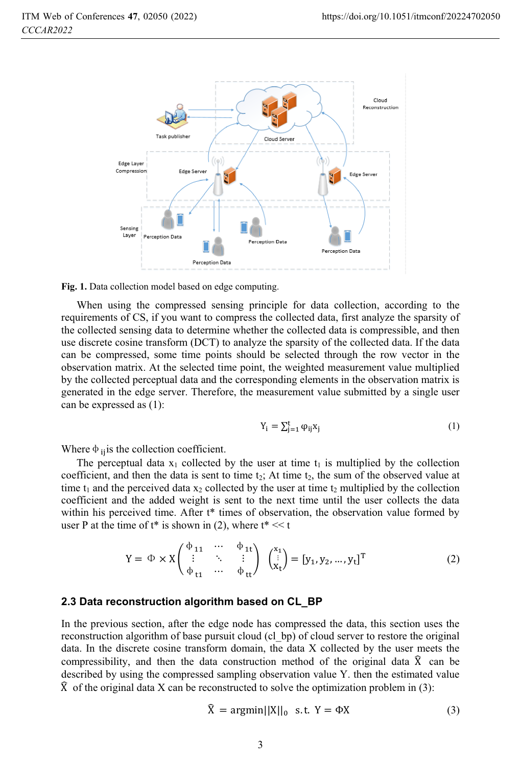**Fig. 1.** Data collection model based on edge computing.

When using the compressed sensing principle for data collection, according to the requirements of CS, if you want to compress the collected data, first analyze the sparsity of the collected sensing data to determine whether the collected data is compressible, and then use discrete cosine transform (DCT) to analyze the sparsity of the collected data. If the data can be compressed, some time points should be selected through the row vector in the observation matrix. At the selected time point, the weighted measurement value multiplied by the collected perceptual data and the corresponding elements in the observation matrix is generated in the edge server. Therefore, the measurement value submitted by a single user can be expressed as (1):

$$Y_i = \sum_{j=1}^{t} \varphi_{ij} x_j \tag{1}$$

Where $\Phi_{ij}$ is the collection coefficient.

The perceptual data $x_1$ collected by the user at time $t_1$ is multiplied by the collection coefficient, and then the data is sent to time $t_2$; At time $t_2$, the sum of the observed value at time $t_1$ and the perceived data $x_2$ collected by the user at time $t_2$ multiplied by the collection coefficient and the added weight is sent to the next time until the user collects the data within his perceived time. After t* times of observation, the observation value formed by user P at the time of t* is shown in (2), where t* << t

$$Y = \Phi \times X \begin{pmatrix} \Phi_{11} & \cdots & \Phi_{1t} \\ \vdots & \ddots & \vdots \\ \Phi_{t1} & \cdots & \Phi_{tt} \end{pmatrix} \begin{pmatrix} x_1 \\ \vdots \\ x_t \end{pmatrix} = [y_1, y_2, \ldots, y_t]^T \tag{2}$$

### 2.3 Data reconstruction algorithm based on CL_BP

In the previous section, after the edge node has compressed the data, this section uses the reconstruction algorithm of base pursuit cloud (cl_bp) of cloud server to restore the original data. In the discrete cosine transform domain, the data X collected by the user meets the compressibility, and then the data construction method of the original data $\hat{X}$ can be described by using the compressed sampling observation value Y. then the estimated value $\hat{X}$ of the original data X can be reconstructed to solve the optimization problem in (3):

$$\hat{X} = \operatorname{argmin}||X||_0 \quad \text{s.t.} \quad Y = \Phi X \tag{3}$$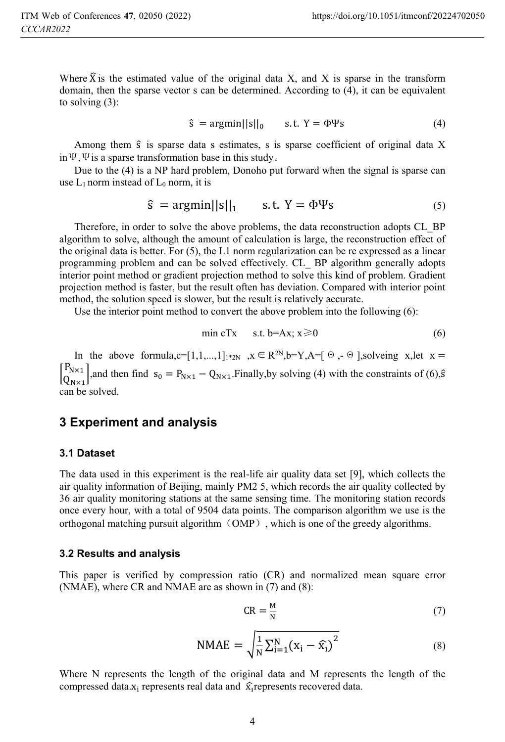Where $\widehat{X}$ is the estimated value of the original data X, and X is sparse in the transform domain, then the sparse vector s can be determined. According to (4), it can be equivalent to solving (3):

$$\hat{s} = \mathrm{argmin}||s||_0 \qquad \text{s.t. } Y = \Phi\Psi s \tag{4}$$

Among them $\hat{s}$ is sparse data s estimates, s is sparse coefficient of original data X in $\Psi$, $\Psi$ is a sparse transformation base in this study。

Due to the (4) is a NP hard problem, Donoho put forward when the signal is sparse can use $L_1$ norm instead of $L_0$ norm, it is

$$\hat{s} = \mathrm{argmin}||s||_1 \qquad \text{s.t. } Y = \Phi\Psi s \tag{5}$$

Therefore, in order to solve the above problems, the data reconstruction adopts CL_BP algorithm to solve, although the amount of calculation is large, the reconstruction effect of the original data is better. For (5), the L1 norm regularization can be re expressed as a linear programming problem and can be solved effectively. CL_ BP algorithm generally adopts interior point method or gradient projection method to solve this kind of problem. Gradient projection method is faster, but the result often has deviation. Compared with interior point method, the solution speed is slower, but the result is relatively accurate.

Use the interior point method to convert the above problem into the following (6):

$$\min c^T x \qquad \text{s.t. } b=Ax;\ x\geqslant 0 \tag{6}$$

In the above formula, $c=[1,1,...,1]_{1*2N}$, $x \in R^{2N}$, $b=Y$, $A=[\Theta, -\Theta]$, solveing x, let $x = \begin{bmatrix} P_{N\times 1} \\ Q_{N\times 1} \end{bmatrix}$, and then find $s_0 = P_{N\times 1} - Q_{N\times 1}$. Finally, by solving (4) with the constraints of (6), $\hat{s}$ can be solved.

## 3 Experiment and analysis

### 3.1 Dataset

The data used in this experiment is the real-life air quality data set [9], which collects the air quality information of Beijing, mainly PM2 5, which records the air quality collected by 36 air quality monitoring stations at the same sensing time. The monitoring station records once every hour, with a total of 9504 data points. The comparison algorithm we use is the orthogonal matching pursuit algorithm（OMP）, which is one of the greedy algorithms.

### 3.2 Results and analysis

This paper is verified by compression ratio (CR) and normalized mean square error (NMAE), where CR and NMAE are as shown in (7) and (8):

$$\mathrm{CR} = \frac{M}{N} \tag{7}$$

$$\mathrm{NMAE} = \sqrt{\frac{1}{N}\sum_{i=1}^{N}(x_i - \widehat{x_i})^2} \tag{8}$$

Where N represents the length of the original data and M represents the length of the compressed data. $x_i$ represents real data and $\widehat{x_i}$ represents recovered data.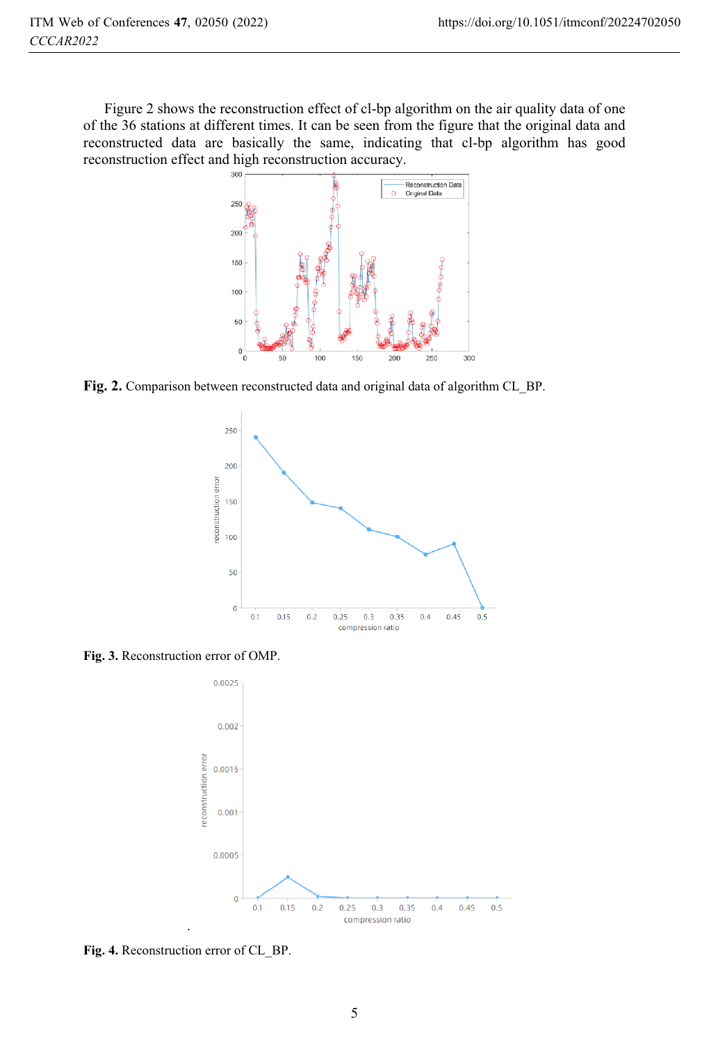Figure 2 shows the reconstruction effect of cl-bp algorithm on the air quality data of one of the 36 stations at different times. It can be seen from the figure that the original data and reconstructed data are basically the same, indicating that cl-bp algorithm has good reconstruction effect and high reconstruction accuracy.

**Fig. 2.** Comparison between reconstructed data and original data of algorithm CL_BP.

**Fig. 3.** Reconstruction error of OMP.

**Fig. 4.** Reconstruction error of CL_BP.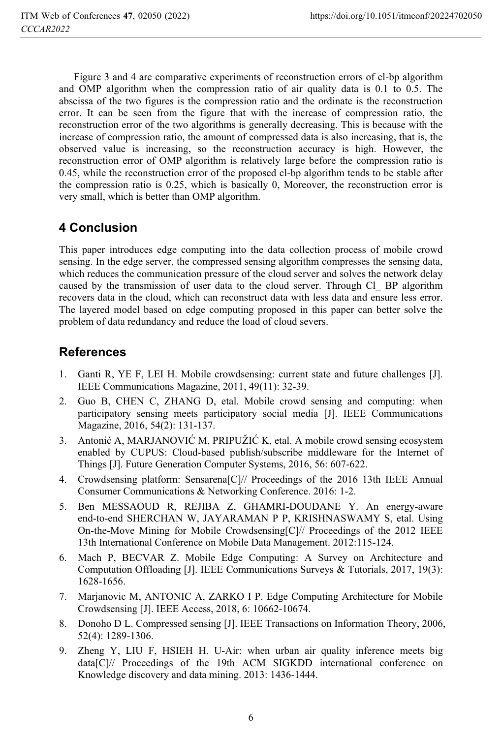Figure 3 and 4 are comparative experiments of reconstruction errors of cl-bp algorithm and OMP algorithm when the compression ratio of air quality data is 0.1 to 0.5. The abscissa of the two figures is the compression ratio and the ordinate is the reconstruction error. It can be seen from the figure that with the increase of compression ratio, the reconstruction error of the two algorithms is generally decreasing. This is because with the increase of compression ratio, the amount of compressed data is also increasing, that is, the observed value is increasing, so the reconstruction accuracy is high. However, the reconstruction error of OMP algorithm is relatively large before the compression ratio is 0.45, while the reconstruction error of the proposed cl-bp algorithm tends to be stable after the compression ratio is 0.25, which is basically 0, Moreover, the reconstruction error is very small, which is better than OMP algorithm.

## 4 Conclusion

This paper introduces edge computing into the data collection process of mobile crowd sensing. In the edge server, the compressed sensing algorithm compresses the sensing data, which reduces the communication pressure of the cloud server and solves the network delay caused by the transmission of user data to the cloud server. Through Cl_ BP algorithm recovers data in the cloud, which can reconstruct data with less data and ensure less error. The layered model based on edge computing proposed in this paper can better solve the problem of data redundancy and reduce the load of cloud severs.

## References

1. Ganti R, YE F, LEI H. Mobile crowdsensing: current state and future challenges [J]. IEEE Communications Magazine, 2011, 49(11): 32-39.
2. Guo B, CHEN C, ZHANG D, etal. Mobile crowd sensing and computing: when participatory sensing meets participatory social media [J]. IEEE Communications Magazine, 2016, 54(2): 131-137.
3. Antonić A, MARJANOVIĆ M, PRIPUŽIĆ K, etal. A mobile crowd sensing ecosystem enabled by CUPUS: Cloud-based publish/subscribe middleware for the Internet of Things [J]. Future Generation Computer Systems, 2016, 56: 607-622.
4. Crowdsensing platform: Sensarena[C]// Proceedings of the 2016 13th IEEE Annual Consumer Communications & Networking Conference. 2016: 1-2.
5. Ben MESSAOUD R, REJIBA Z, GHAMRI-DOUDANE Y. An energy-aware end-to-end SHERCHAN W, JAYARAMAN P P, KRISHNASWAMY S, etal. Using On-the-Move Mining for Mobile Crowdsensing[C]// Proceedings of the 2012 IEEE 13th International Conference on Mobile Data Management. 2012:115-124.
6. Mach P, BECVAR Z. Mobile Edge Computing: A Survey on Architecture and Computation Offloading [J]. IEEE Communications Surveys & Tutorials, 2017, 19(3): 1628-1656.
7. Marjanovic M, ANTONIC A, ZARKO I P. Edge Computing Architecture for Mobile Crowdsensing [J]. IEEE Access, 2018, 6: 10662-10674.
8. Donoho D L. Compressed sensing [J]. IEEE Transactions on Information Theory, 2006, 52(4): 1289-1306.
9. Zheng Y, LIU F, HSIEH H. U-Air: when urban air quality inference meets big data[C]// Proceedings of the 19th ACM SIGKDD international conference on Knowledge discovery and data mining. 2013: 1436-1444.